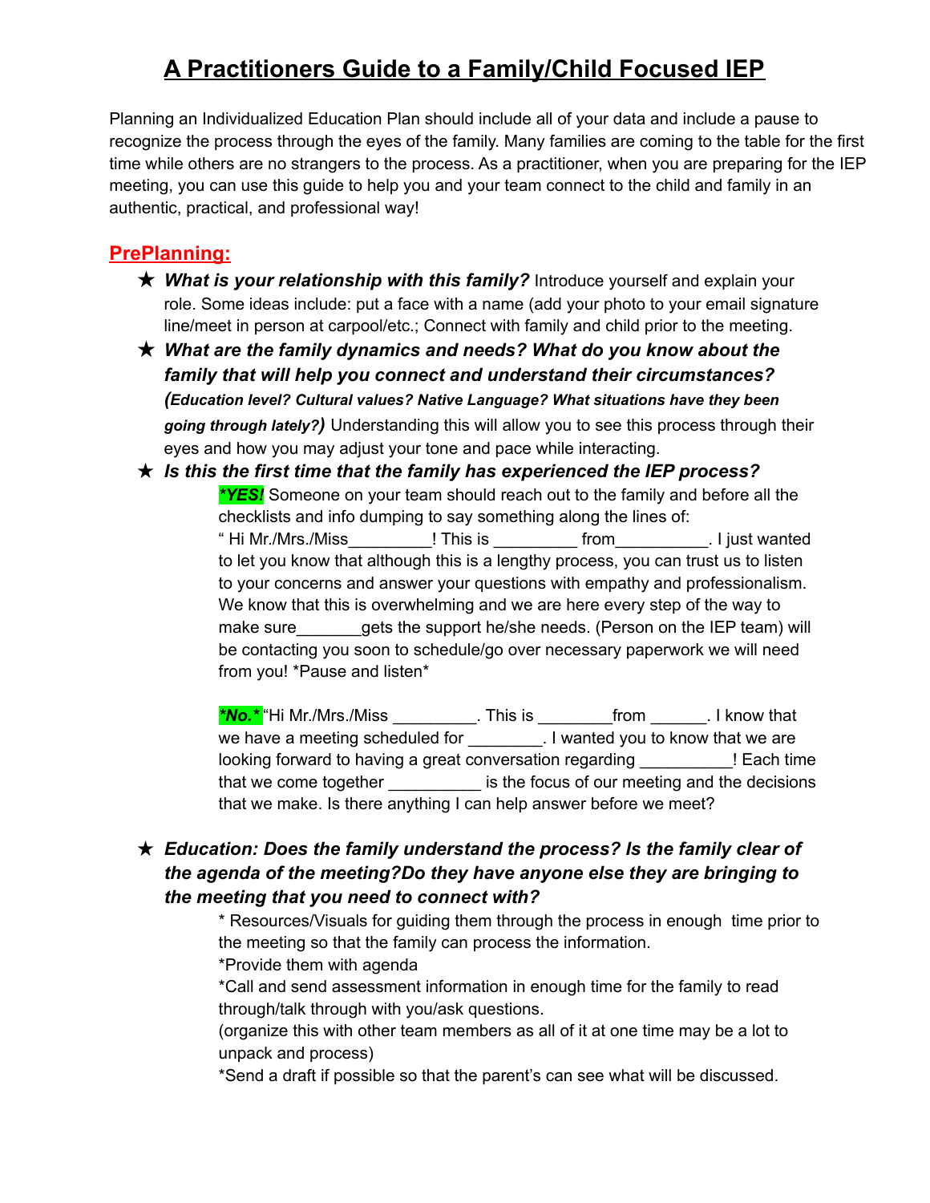# A Practitioners Guide to a Family/Child Focused IEP

Planning an Individualized Education Plan should include all of your data and include a pause to recognize the process through the eyes of the family. Many families are coming to the table for the first time while others are no strangers to the process. As a practitioner, when you are preparing for the IEP meeting, you can use this guide to help you and your team connect to the child and family in an authentic, practical, and professional way!

## PrePlanning:

- ***What is your relationship with this family?*** Introduce yourself and explain your role. Some ideas include: put a face with a name (add your photo to your email signature line/meet in person at carpool/etc.; Connect with family and child prior to the meeting.
- ***What are the family dynamics and needs? What do you know about the family that will help you connect and understand their circumstances? (Education level? Cultural values? Native Language? What situations have they been going through lately?)*** Understanding this will allow you to see this process through their eyes and how you may adjust your tone and pace while interacting.
- ***Is this the first time that the family has experienced the IEP process?***

  ***\*YES!*** Someone on your team should reach out to the family and before all the checklists and info dumping to say something along the lines of:
  " Hi Mr./Mrs./Miss_________! This is _________ from__________. I just wanted to let you know that although this is a lengthy process, you can trust us to listen to your concerns and answer your questions with empathy and professionalism. We know that this is overwhelming and we are here every step of the way to make sure_______gets the support he/she needs. (Person on the IEP team) will be contacting you soon to schedule/go over necessary paperwork we will need from you! *Pause and listen*

  ***\*No.\**** "Hi Mr./Mrs./Miss _________. This is ________from ______. I know that we have a meeting scheduled for ________. I wanted you to know that we are looking forward to having a great conversation regarding __________! Each time that we come together __________ is the focus of our meeting and the decisions that we make. Is there anything I can help answer before we meet?

- ***Education: Does the family understand the process? Is the family clear of the agenda of the meeting?Do they have anyone else they are bringing to the meeting that you need to connect with?***

  \* Resources/Visuals for guiding them through the process in enough time prior to the meeting so that the family can process the information.
  *Provide them with agenda
  *Call and send assessment information in enough time for the family to read through/talk through with you/ask questions.
  (organize this with other team members as all of it at one time may be a lot to unpack and process)
  *Send a draft if possible so that the parent's can see what will be discussed.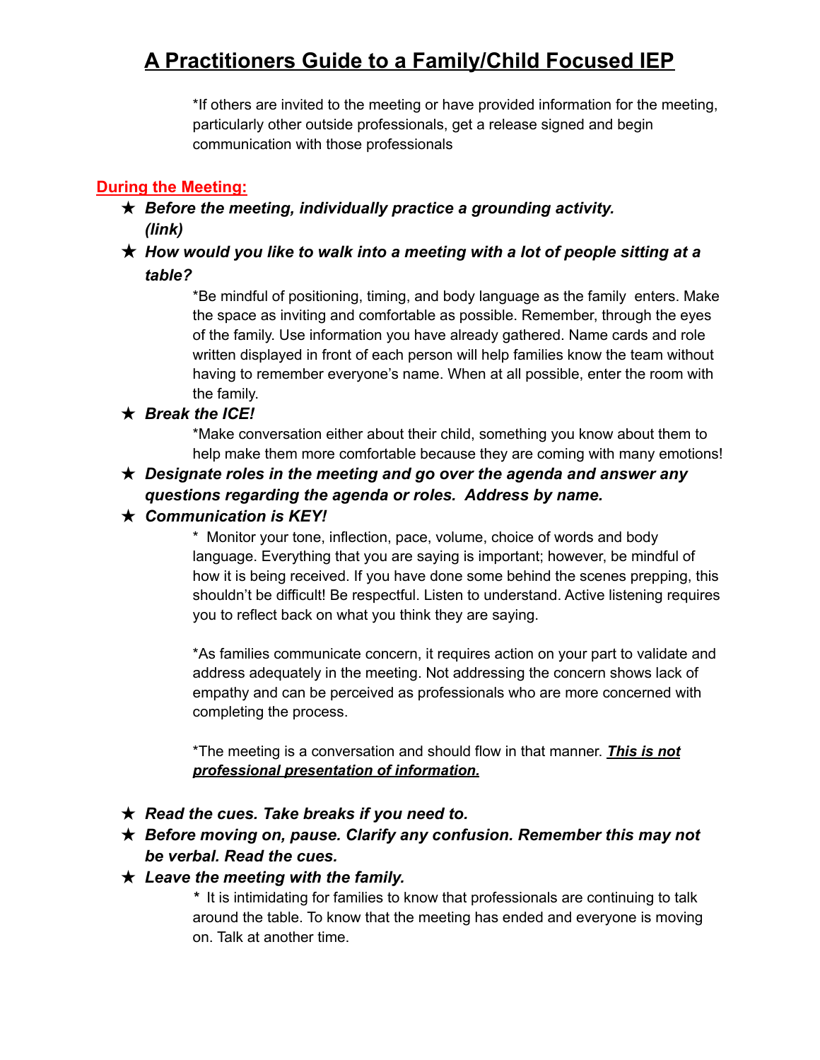*If others are invited to the meeting or have provided information for the meeting, particularly other outside professionals, get a release signed and begin communication with those professionals

## During the Meeting:

- ★ ***Before the meeting, individually practice a grounding activity. (link)***
- ★ ***How would you like to walk into a meeting with a lot of people sitting at a table?***

  *Be mindful of positioning, timing, and body language as the family enters. Make the space as inviting and comfortable as possible. Remember, through the eyes of the family. Use information you have already gathered. Name cards and role written displayed in front of each person will help families know the team without having to remember everyone's name. When at all possible, enter the room with the family.

- ★ ***Break the ICE!***

  *Make conversation either about their child, something you know about them to help make them more comfortable because they are coming with many emotions!

- ★ ***Designate roles in the meeting and go over the agenda and answer any questions regarding the agenda or roles. Address by name.***
- ★ ***Communication is KEY!***

  * Monitor your tone, inflection, pace, volume, choice of words and body language. Everything that you are saying is important; however, be mindful of how it is being received. If you have done some behind the scenes prepping, this shouldn't be difficult! Be respectful. Listen to understand. Active listening requires you to reflect back on what you think they are saying.

  *As families communicate concern, it requires action on your part to validate and address adequately in the meeting. Not addressing the concern shows lack of empathy and can be perceived as professionals who are more concerned with completing the process.

  *The meeting is a conversation and should flow in that manner. ***<u>This is not professional presentation of information.</u>***

- ★ ***Read the cues. Take breaks if you need to.***
- ★ ***Before moving on, pause. Clarify any confusion. Remember this may not be verbal. Read the cues.***
- ★ ***Leave the meeting with the family.***

  * It is intimidating for families to know that professionals are continuing to talk around the table. To know that the meeting has ended and everyone is moving on. Talk at another time.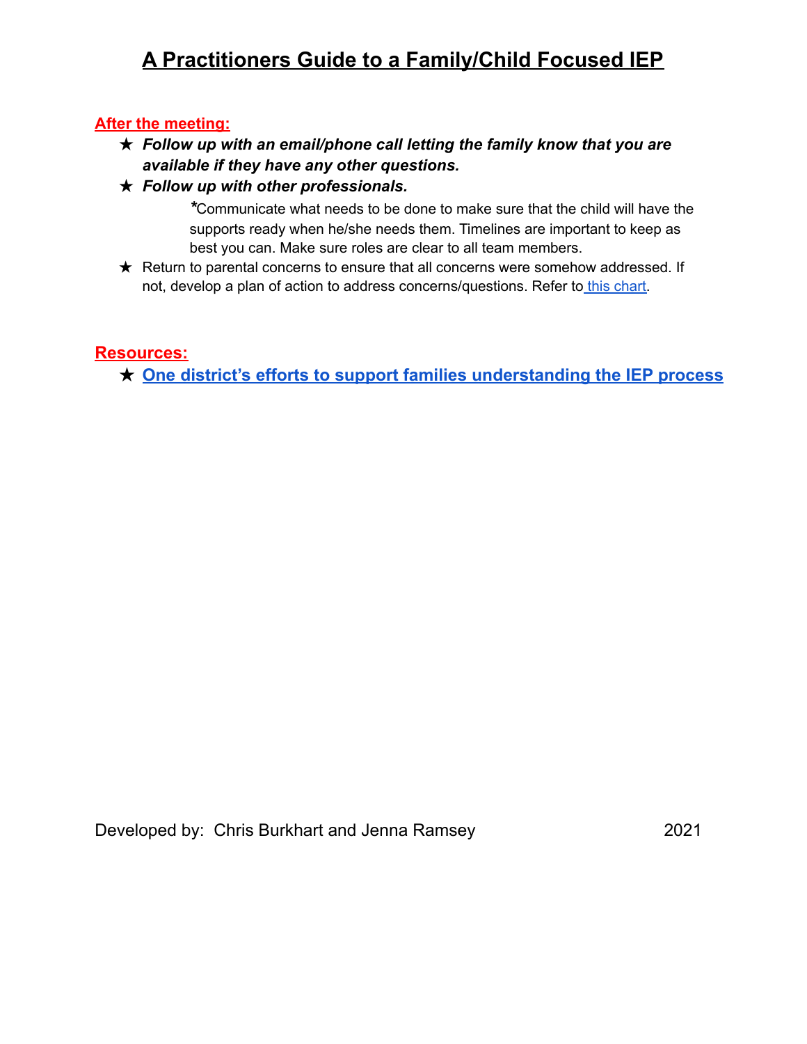# A Practitioners Guide to a Family/Child Focused IEP

## After the meeting:

- ★ ***Follow up with an email/phone call letting the family know that you are available if they have any other questions.***
- ★ ***Follow up with other professionals.***

  *Communicate what needs to be done to make sure that the child will have the supports ready when he/she needs them. Timelines are important to keep as best you can. Make sure roles are clear to all team members.
- ★ Return to parental concerns to ensure that all concerns were somehow addressed. If not, develop a plan of action to address concerns/questions. Refer to this chart.

## Resources:

- ★ **One district's efforts to support families understanding the IEP process**

Developed by: Chris Burkhart and Jenna Ramsey 2021